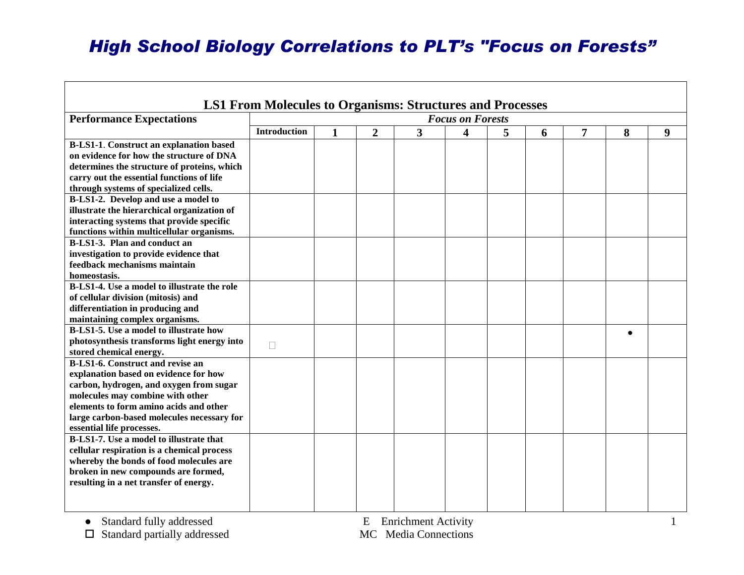# High School Biology Correlations to PLT's "Focus on Forests"

| LS1 From Molecules to Organisms: Structures and Processes | | | | | | | | | | |
|---|---|---|---|---|---|---|---|---|---|---|
| **Performance Expectations** | ***Focus on Forests*** | | | | | | | | | |
| | **Introduction** | **1** | **2** | **3** | **4** | **5** | **6** | **7** | **8** | **9** |
| **B-LS1-1. Construct an explanation based on evidence for how the structure of DNA determines the structure of proteins, which carry out the essential functions of life through systems of specialized cells.** | | | | | | | | | | |
| **B-LS1-2. Develop and use a model to illustrate the hierarchical organization of interacting systems that provide specific functions within multicellular organisms.** | | | | | | | | | | |
| **B-LS1-3. Plan and conduct an investigation to provide evidence that feedback mechanisms maintain homeostasis.** | | | | | | | | | | |
| **B-LS1-4. Use a model to illustrate the role of cellular division (mitosis) and differentiation in producing and maintaining complex organisms.** | | | | | | | | | | |
| **B-LS1-5. Use a model to illustrate how photosynthesis transforms light energy into stored chemical energy.** | □ | | | | | | | | ● | |
| **B-LS1-6. Construct and revise an explanation based on evidence for how carbon, hydrogen, and oxygen from sugar molecules may combine with other elements to form amino acids and other large carbon-based molecules necessary for essential life processes.** | | | | | | | | | | |
| **B-LS1-7. Use a model to illustrate that cellular respiration is a chemical process whereby the bonds of food molecules are broken in new compounds are formed, resulting in a net transfer of energy.** | | | | | | | | | | |

- ● Standard fully addressed
- □ Standard partially addressed

E Enrichment Activity
MC Media Connections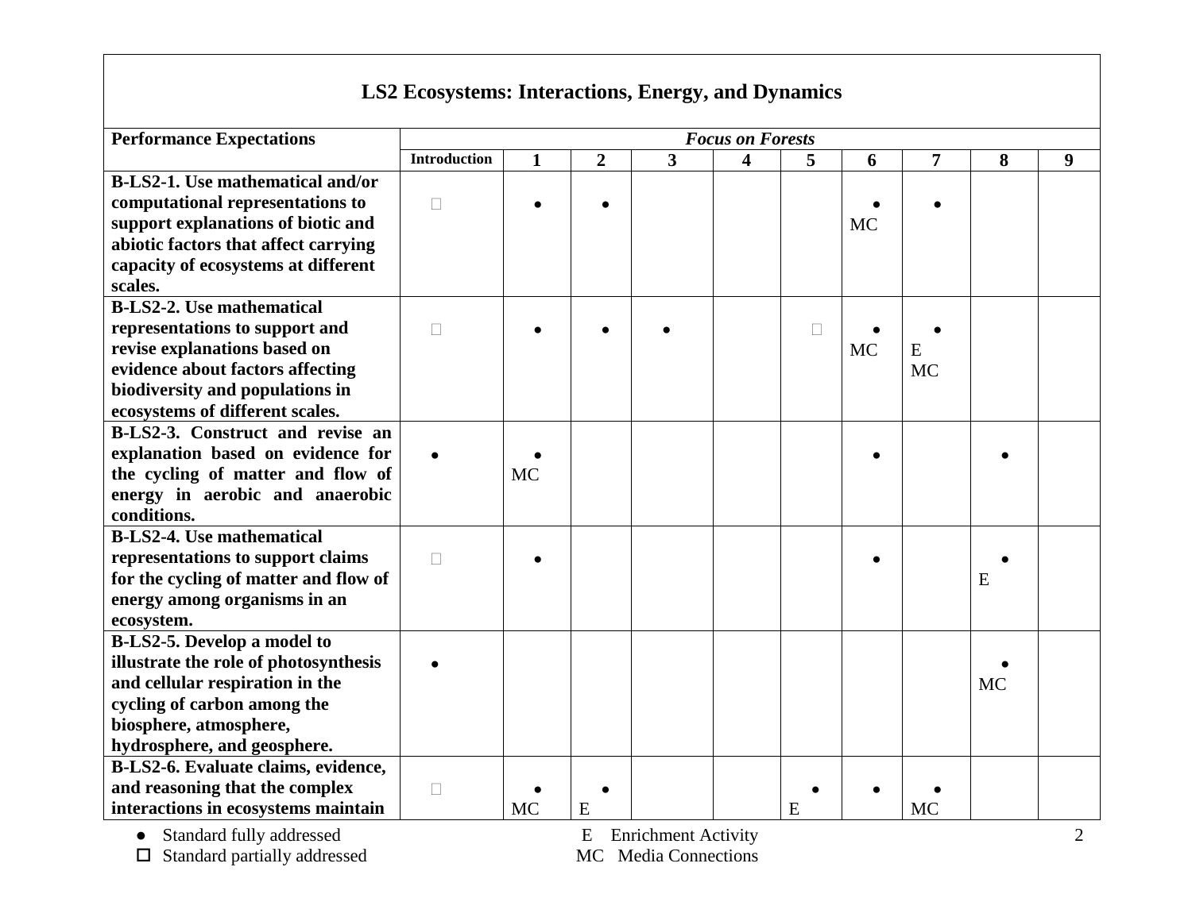## LS2 Ecosystems: Interactions, Energy, and Dynamics

| Performance Expectations | *Focus on Forests* | | | | | | | | | |
|---|---|---|---|---|---|---|---|---|---|---|
| | **Introduction** | **1** | **2** | **3** | **4** | **5** | **6** | **7** | **8** | **9** |
| **B-LS2-1. Use mathematical and/or computational representations to support explanations of biotic and abiotic factors that affect carrying capacity of ecosystems at different scales.** | □ | ● | ● | | | | ● MC | ● | | |
| **B-LS2-2. Use mathematical representations to support and revise explanations based on evidence about factors affecting biodiversity and populations in ecosystems of different scales.** | □ | ● | ● | ● | | □ | ● MC | ● E MC | | |
| **B-LS2-3. Construct and revise an explanation based on evidence for the cycling of matter and flow of energy in aerobic and anaerobic conditions.** | ● | ● MC | | | | | ● | | ● | |
| **B-LS2-4. Use mathematical representations to support claims for the cycling of matter and flow of energy among organisms in an ecosystem.** | □ | ● | | | | | ● | | ● E | |
| **B-LS2-5. Develop a model to illustrate the role of photosynthesis and cellular respiration in the cycling of carbon among the biosphere, atmosphere, hydrosphere, and geosphere.** | ● | | | | | | | | ● MC | |
| **B-LS2-6. Evaluate claims, evidence, and reasoning that the complex interactions in ecosystems maintain** | □ | ● MC | ● E | | | ● E | ● | ● MC | | |

● Standard fully addressed
□ Standard partially addressed

E Enrichment Activity
MC Media Connections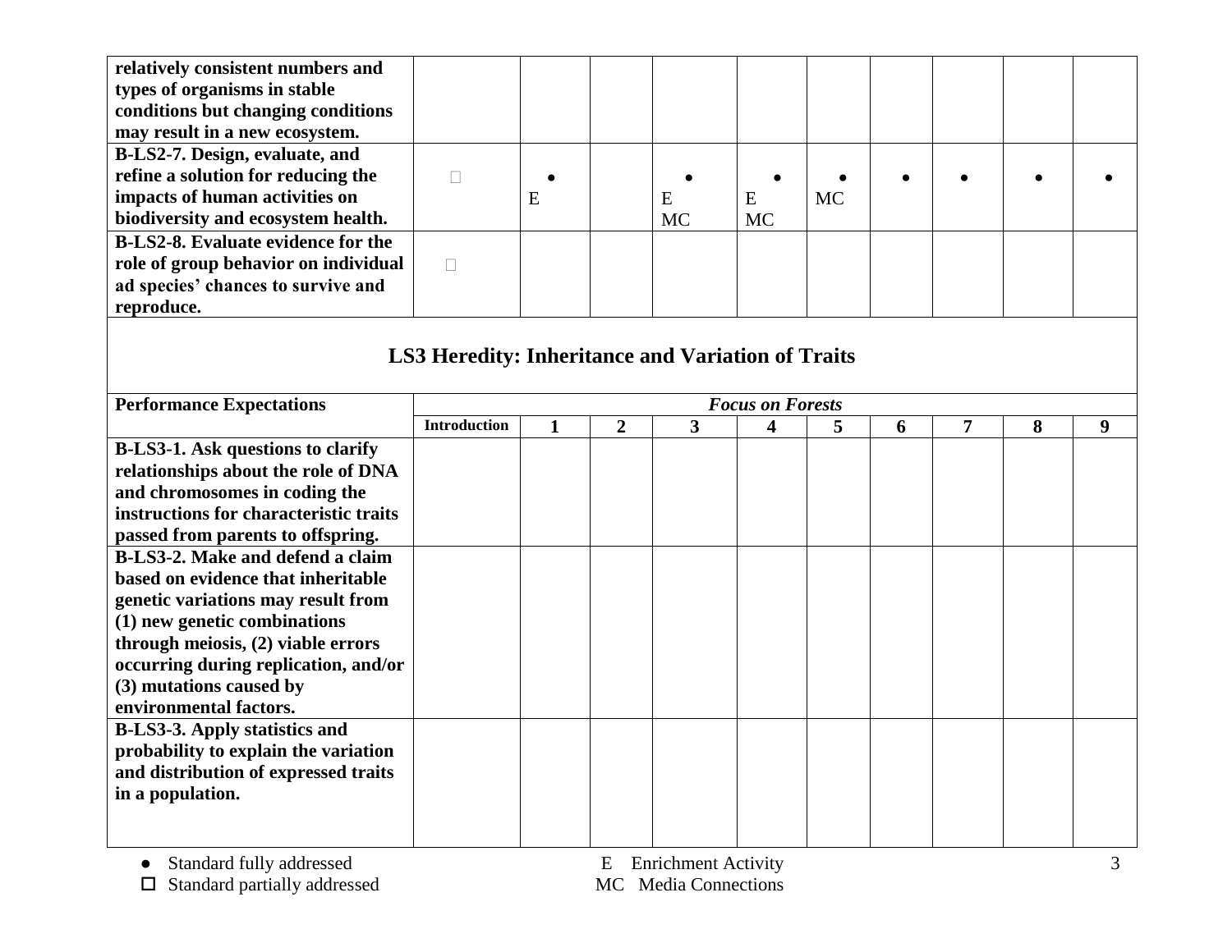| | | | | | | | | | | |
|---|---|---|---|---|---|---|---|---|---|---|
| **relatively consistent numbers and types of organisms in stable conditions but changing conditions may result in a new ecosystem.** | | | | | | | | | | |
| **B-LS2-7. Design, evaluate, and refine a solution for reducing the impacts of human activities on biodiversity and ecosystem health.** | □ | ● E | | ● E MC | ● E MC | ● MC | ● | ● | ● | ● |
| **B-LS2-8. Evaluate evidence for the role of group behavior on individual ad species' chances to survive and reproduce.** | □ | | | | | | | | | |

## LS3 Heredity: Inheritance and Variation of Traits

| **Performance Expectations** | ***Focus on Forests*** | | | | | | | | | |
|---|---|---|---|---|---|---|---|---|---|---|
| | **Introduction** | **1** | **2** | **3** | **4** | **5** | **6** | **7** | **8** | **9** |
| **B-LS3-1. Ask questions to clarify relationships about the role of DNA and chromosomes in coding the instructions for characteristic traits passed from parents to offspring.** | | | | | | | | | | |
| **B-LS3-2. Make and defend a claim based on evidence that inheritable genetic variations may result from (1) new genetic combinations through meiosis, (2) viable errors occurring during replication, and/or (3) mutations caused by environmental factors.** | | | | | | | | | | |
| **B-LS3-3. Apply statistics and probability to explain the variation and distribution of expressed traits in a population.** | | | | | | | | | | |

- ● Standard fully addressed
- □ Standard partially addressed

E Enrichment Activity
MC Media Connections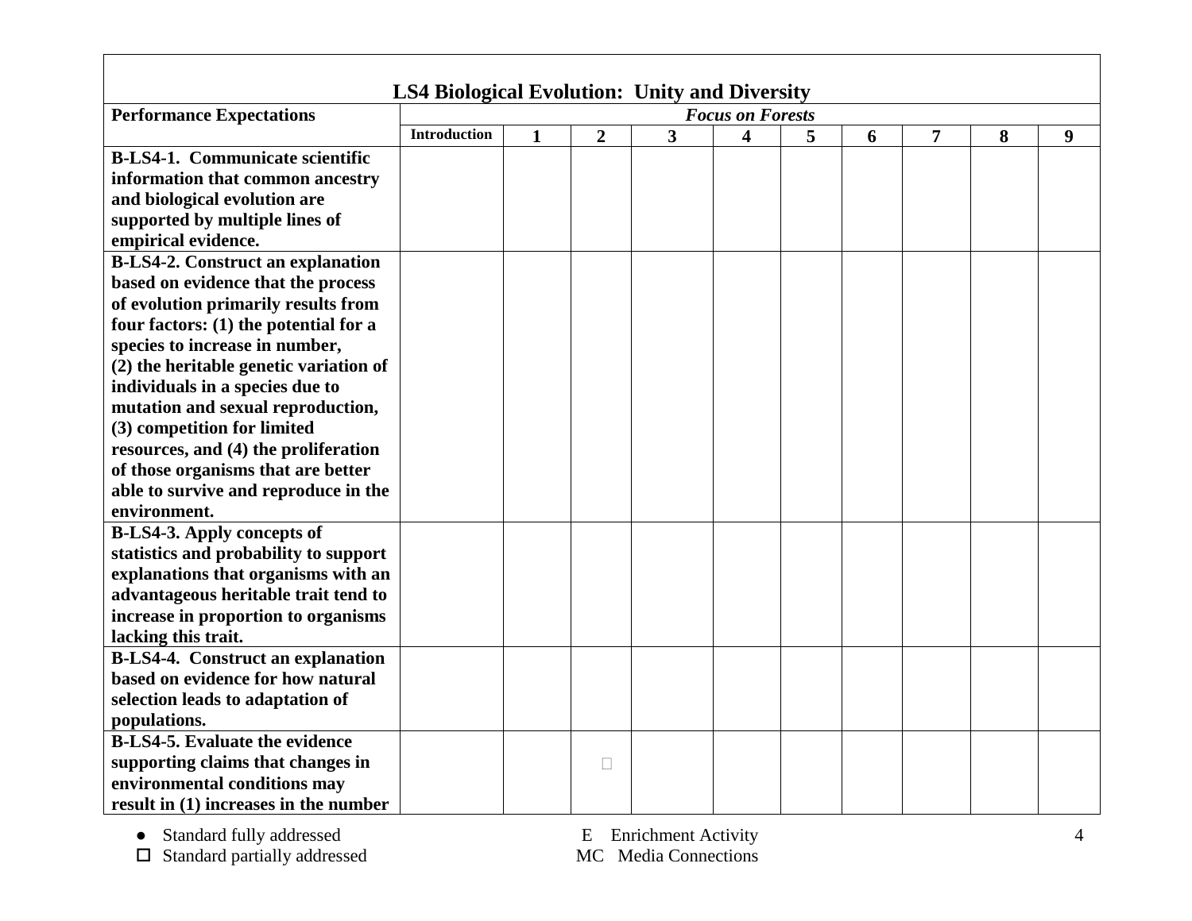| LS4 Biological Evolution: Unity and Diversity | | | | | | | | | | |
|---|---|---|---|---|---|---|---|---|---|---|
| **Performance Expectations** | ***Focus on Forests*** | | | | | | | | | |
| | **Introduction** | **1** | **2** | **3** | **4** | **5** | **6** | **7** | **8** | **9** |
| **B-LS4-1. Communicate scientific information that common ancestry and biological evolution are supported by multiple lines of empirical evidence.** | | | | | | | | | | |
| **B-LS4-2. Construct an explanation based on evidence that the process of evolution primarily results from four factors: (1) the potential for a species to increase in number, (2) the heritable genetic variation of individuals in a species due to mutation and sexual reproduction, (3) competition for limited resources, and (4) the proliferation of those organisms that are better able to survive and reproduce in the environment.** | | | | | | | | | | |
| **B-LS4-3. Apply concepts of statistics and probability to support explanations that organisms with an advantageous heritable trait tend to increase in proportion to organisms lacking this trait.** | | | | | | | | | | |
| **B-LS4-4. Construct an explanation based on evidence for how natural selection leads to adaptation of populations.** | | | | | | | | | | |
| **B-LS4-5. Evaluate the evidence supporting claims that changes in environmental conditions may result in (1) increases in the number** | | | □ | | | | | | | |

● Standard fully addressed
□ Standard partially addressed

E Enrichment Activity
MC Media Connections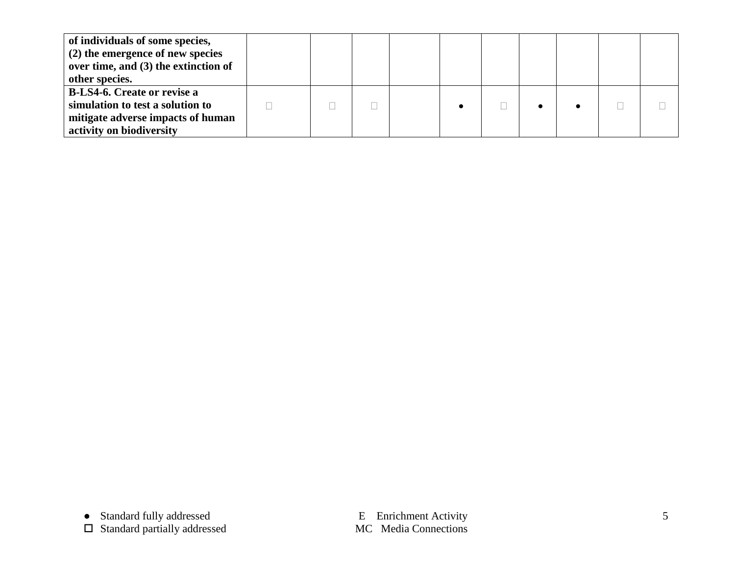| | | | | | | | | | | |
|---|---|---|---|---|---|---|---|---|---|---|
| **of individuals of some species, (2) the emergence of new species over time, and (3) the extinction of other species.** | | | | | | | | | | |
| **B-LS4-6. Create or revise a simulation to test a solution to mitigate adverse impacts of human activity on biodiversity** | □ | □ | □ | | ● | □ | ● | ● | □ | □ |

● Standard fully addressed
□ Standard partially addressed

E Enrichment Activity
MC Media Connections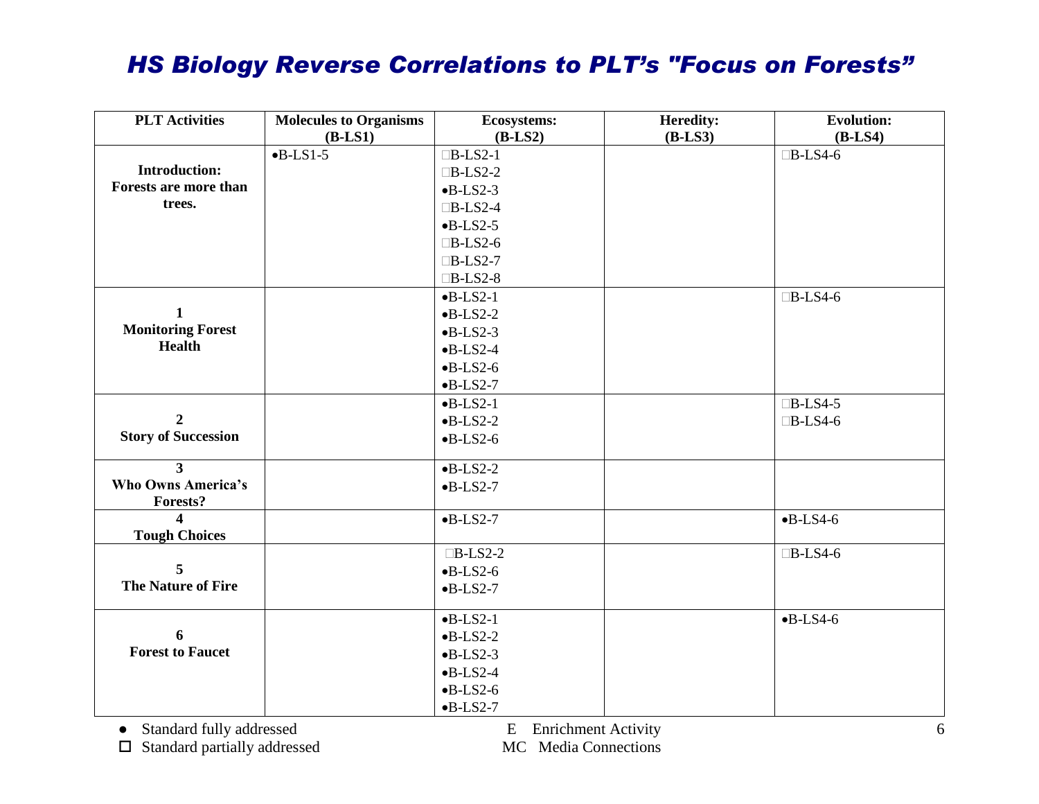## *HS Biology Reverse Correlations to PLT's "Focus on Forests"*

| PLT Activities | Molecules to Organisms (B-LS1) | Ecosystems: (B-LS2) | Heredity: (B-LS3) | Evolution: (B-LS4) |
|---|---|---|---|---|
| **Introduction: Forests are more than trees.** | •B-LS1-5 | □B-LS2-1<br>□B-LS2-2<br>•B-LS2-3<br>□B-LS2-4<br>•B-LS2-5<br>□B-LS2-6<br>□B-LS2-7<br>□B-LS2-8 | | □B-LS4-6 |
| **1 Monitoring Forest Health** | | •B-LS2-1<br>•B-LS2-2<br>•B-LS2-3<br>•B-LS2-4<br>•B-LS2-6<br>•B-LS2-7 | | □B-LS4-6 |
| **2 Story of Succession** | | •B-LS2-1<br>•B-LS2-2<br>•B-LS2-6 | | □B-LS4-5<br>□B-LS4-6 |
| **3 Who Owns America's Forests?** | | •B-LS2-2<br>•B-LS2-7 | | |
| **4 Tough Choices** | | •B-LS2-7 | | •B-LS4-6 |
| **5 The Nature of Fire** | | □B-LS2-2<br>•B-LS2-6<br>•B-LS2-7 | | □B-LS4-6 |
| **6 Forest to Faucet** | | •B-LS2-1<br>•B-LS2-2<br>•B-LS2-3<br>•B-LS2-4<br>•B-LS2-6<br>•B-LS2-7 | | •B-LS4-6 |

● Standard fully addressed
□ Standard partially addressed

E Enrichment Activity
MC Media Connections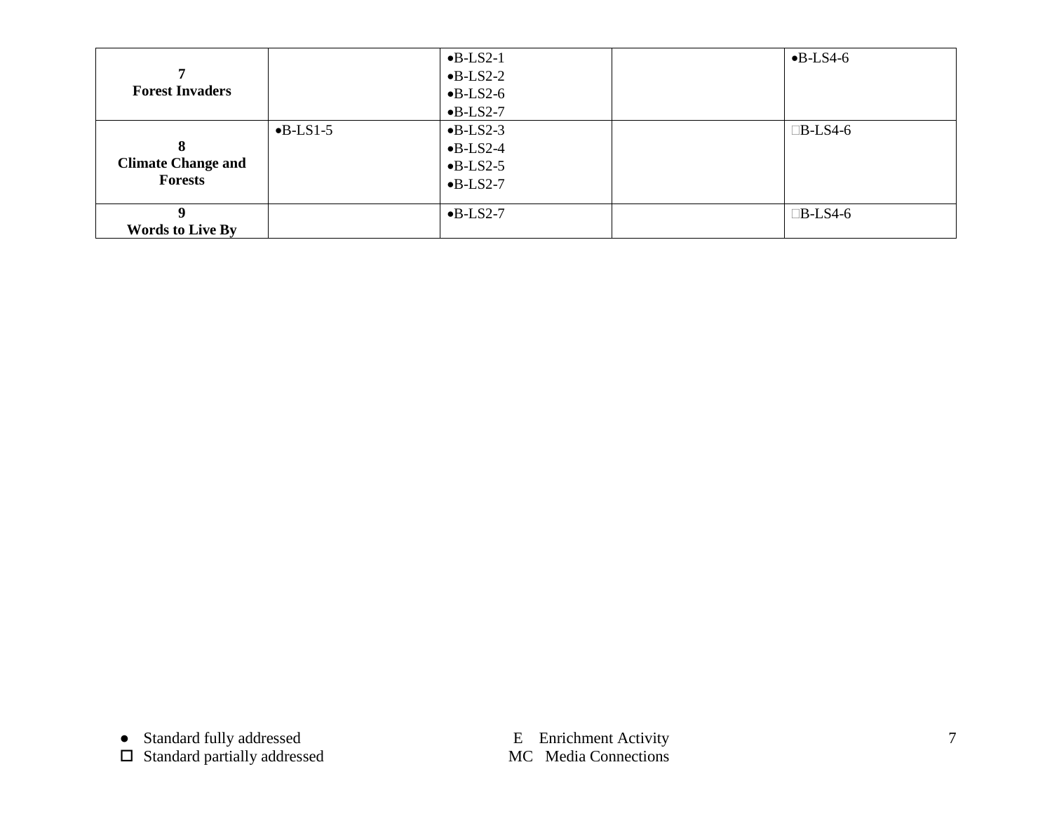| | | | | |
|---|---|---|---|---|
| **7**<br>**Forest Invaders** | | •B-LS2-1<br>•B-LS2-2<br>•B-LS2-6<br>•B-LS2-7 | | •B-LS4-6 |
| **8**<br>**Climate Change and Forests** | •B-LS1-5 | •B-LS2-3<br>•B-LS2-4<br>•B-LS2-5<br>•B-LS2-7 | | □B-LS4-6 |
| **9**<br>**Words to Live By** | | •B-LS2-7 | | □B-LS4-6 |

● Standard fully addressed
□ Standard partially addressed

E Enrichment Activity
MC Media Connections